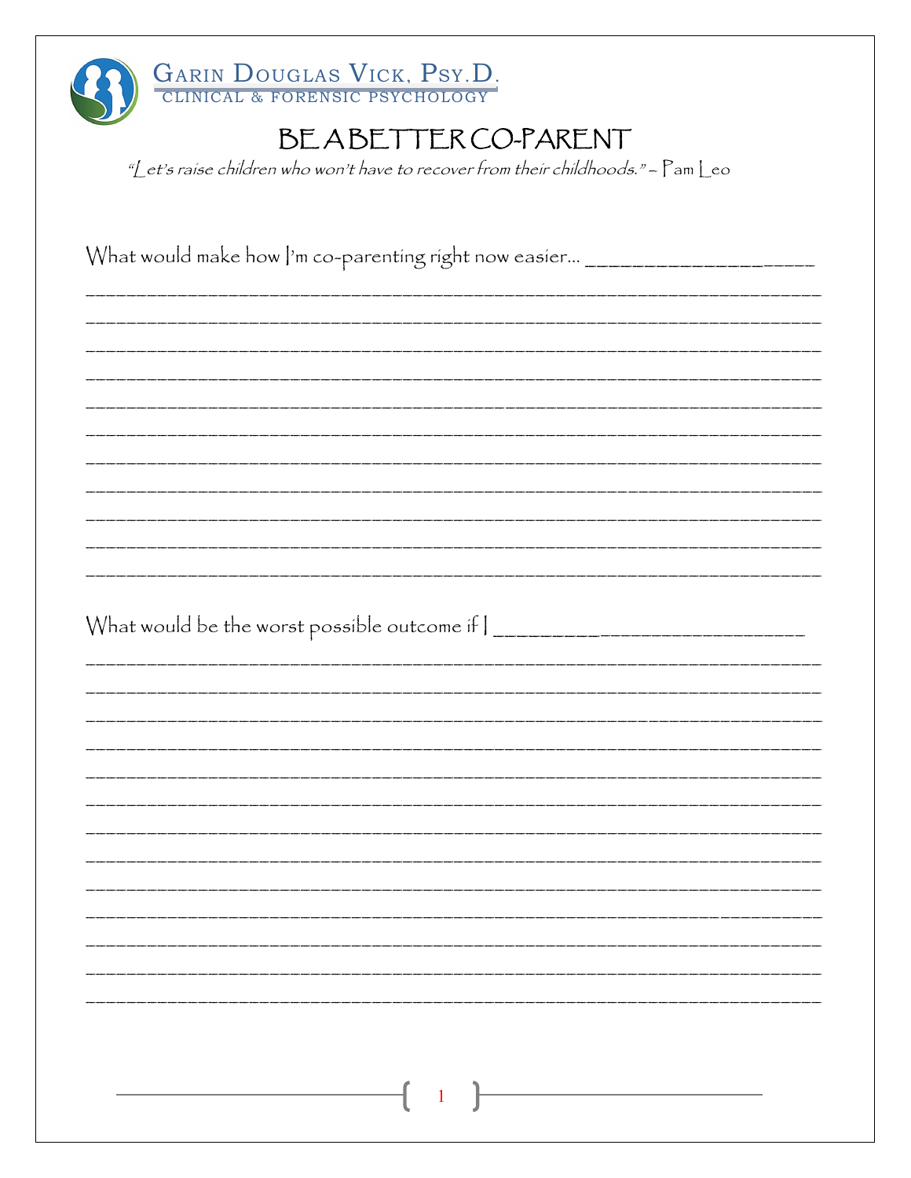Garin Douglas Vick, Psy.D.
CLINICAL & FORENSIC PSYCHOLOGY

# BE A BETTER CO-PARENT

*"Let's raise children who won't have to recover from their childhoods." – Pam Leo*

What would make how I'm co-parenting right now easier... ____________________

_______________________________________________________________________________
_______________________________________________________________________________
_______________________________________________________________________________
_______________________________________________________________________________
_______________________________________________________________________________
_______________________________________________________________________________
_______________________________________________________________________________
_______________________________________________________________________________
_______________________________________________________________________________
_______________________________________________________________________________
_______________________________________________________________________________

What would be the worst possible outcome if I ______________________________

_______________________________________________________________________________
_______________________________________________________________________________
_______________________________________________________________________________
_______________________________________________________________________________
_______________________________________________________________________________
_______________________________________________________________________________
_______________________________________________________________________________
_______________________________________________________________________________
_______________________________________________________________________________
_______________________________________________________________________________
_______________________________________________________________________________
_______________________________________________________________________________
_______________________________________________________________________________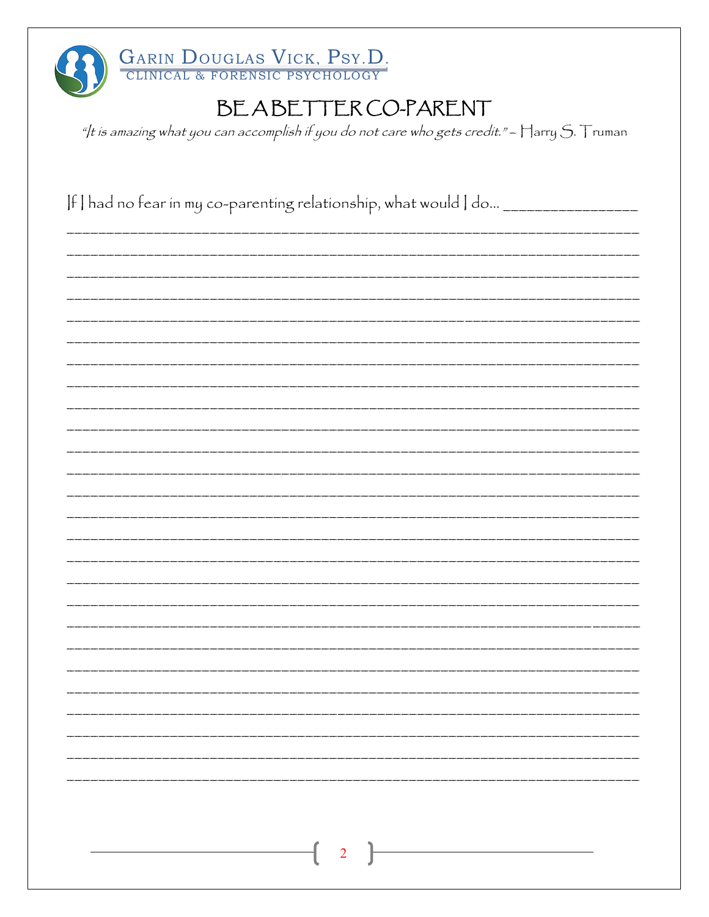# BE A BETTER CO-PARENT

*"It is amazing what you can accomplish if you do not care who gets credit." ~ Harry S. Truman*

If I had no fear in my co-parenting relationship, what would I do… _______________

____________________________________________________________________________

____________________________________________________________________________

____________________________________________________________________________

____________________________________________________________________________

____________________________________________________________________________

____________________________________________________________________________

____________________________________________________________________________

____________________________________________________________________________

____________________________________________________________________________

____________________________________________________________________________

____________________________________________________________________________

____________________________________________________________________________

____________________________________________________________________________

____________________________________________________________________________

____________________________________________________________________________

____________________________________________________________________________

____________________________________________________________________________

____________________________________________________________________________

____________________________________________________________________________

____________________________________________________________________________

____________________________________________________________________________

____________________________________________________________________________

____________________________________________________________________________

____________________________________________________________________________

____________________________________________________________________________

____________________________________________________________________________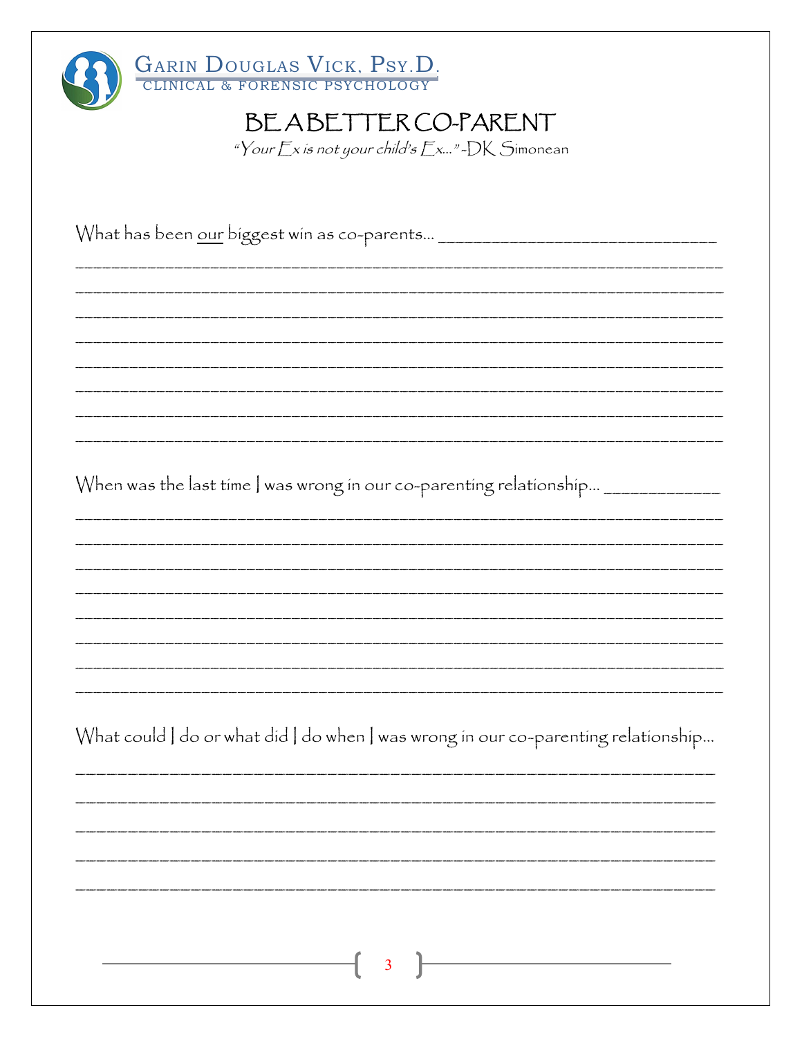GARIN DOUGLAS VICK, PSY.D.
CLINICAL & FORENSIC PSYCHOLOGY

# BE A BETTER CO-PARENT

*"Your Ex is not your child's Ex..." -DK Simonean*

What has been <u>our</u> biggest win as co-parents... ______________________________

________________________________________________________________________

________________________________________________________________________

________________________________________________________________________

________________________________________________________________________

________________________________________________________________________

________________________________________________________________________

________________________________________________________________________

________________________________________________________________________

When was the last time I was wrong in our co-parenting relationship... ____________

________________________________________________________________________

________________________________________________________________________

________________________________________________________________________

________________________________________________________________________

________________________________________________________________________

________________________________________________________________________

________________________________________________________________________

________________________________________________________________________

What could I do or what did I do when I was wrong in our co-parenting relationship...

________________________________________________________________________

________________________________________________________________________

________________________________________________________________________

________________________________________________________________________

________________________________________________________________________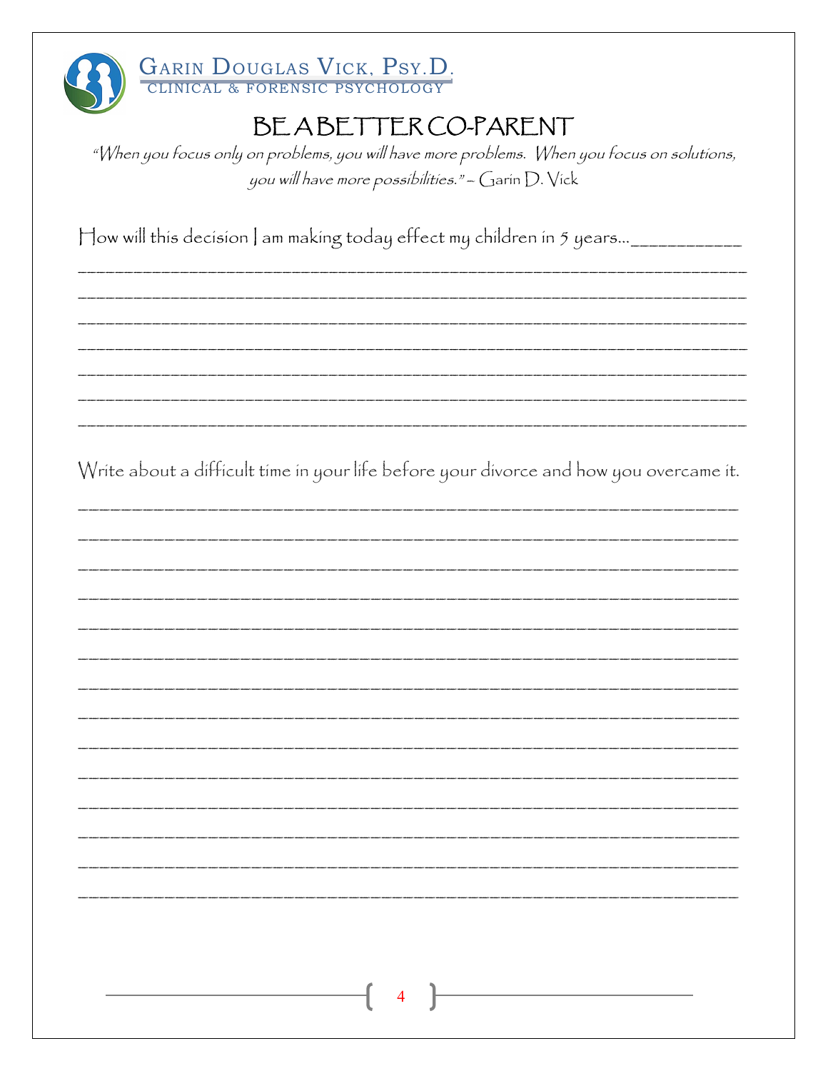# BE A BETTER CO-PARENT

*"When you focus only on problems, you will have more problems. When you focus on solutions, you will have more possibilities." – Garin D. Vick*

How will this decision I am making today effect my children in 5 years…___________

______________________________________________________________________

______________________________________________________________________

______________________________________________________________________

______________________________________________________________________

______________________________________________________________________

______________________________________________________________________

______________________________________________________________________

Write about a difficult time in your life before your divorce and how you overcame it.

______________________________________________________________________

______________________________________________________________________

______________________________________________________________________

______________________________________________________________________

______________________________________________________________________

______________________________________________________________________

______________________________________________________________________

______________________________________________________________________

______________________________________________________________________

______________________________________________________________________

______________________________________________________________________

______________________________________________________________________

______________________________________________________________________

______________________________________________________________________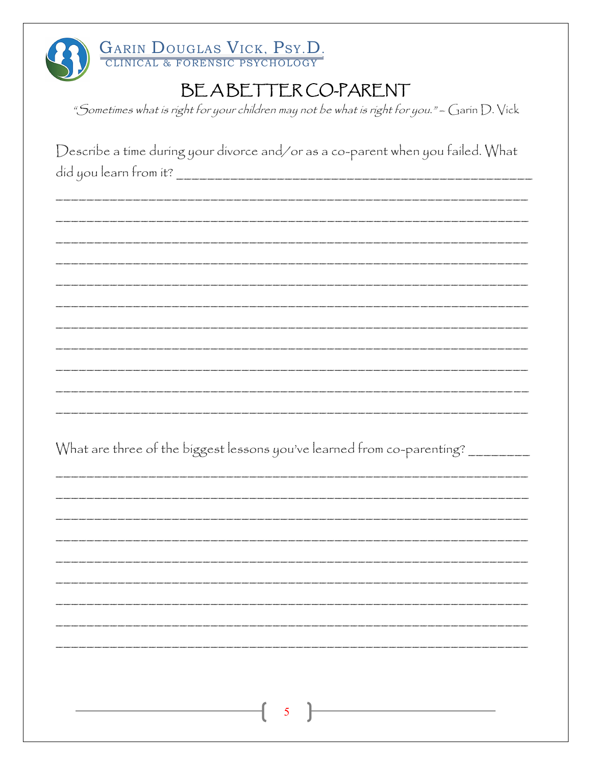# BE A BETTER CO-PARENT

*"Sometimes what is right for your children may not be what is right for you." – Garin D. Vick*

Describe a time during your divorce and/or as a co-parent when you failed. What did you learn from it? ___________________________________________

___________________________________________________________________

___________________________________________________________________

___________________________________________________________________

___________________________________________________________________

___________________________________________________________________

___________________________________________________________________

___________________________________________________________________

___________________________________________________________________

___________________________________________________________________

___________________________________________________________________

___________________________________________________________________

What are three of the biggest lessons you've learned from co-parenting? ________

___________________________________________________________________

___________________________________________________________________

___________________________________________________________________

___________________________________________________________________

___________________________________________________________________

___________________________________________________________________

___________________________________________________________________

___________________________________________________________________

___________________________________________________________________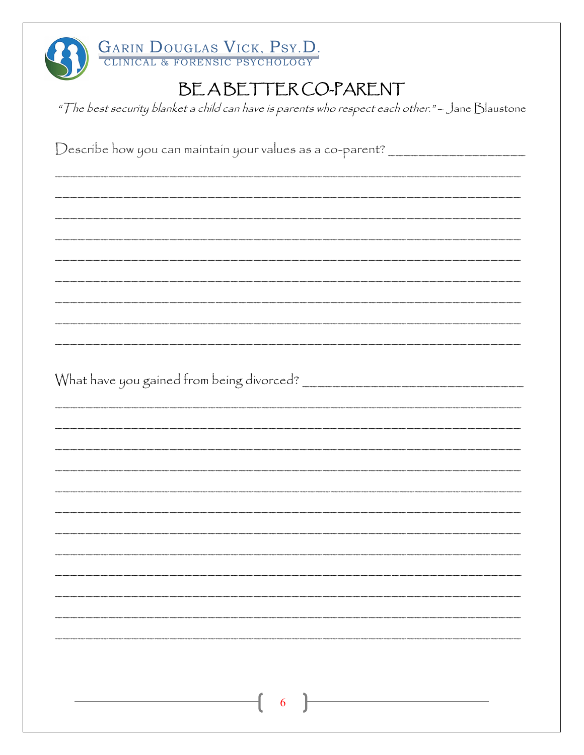# BE A BETTER CO-PARENT

*"The best security blanket a child can have is parents who respect each other." – Jane Blaustone*

Describe how you can maintain your values as a co-parent? ____________________

______________________________________________________________________

______________________________________________________________________

______________________________________________________________________

______________________________________________________________________

______________________________________________________________________

______________________________________________________________________

______________________________________________________________________

______________________________________________________________________

______________________________________________________________________

What have you gained from being divorced? ________________________________

______________________________________________________________________

______________________________________________________________________

______________________________________________________________________

______________________________________________________________________

______________________________________________________________________

______________________________________________________________________

______________________________________________________________________

______________________________________________________________________

______________________________________________________________________

______________________________________________________________________

______________________________________________________________________

______________________________________________________________________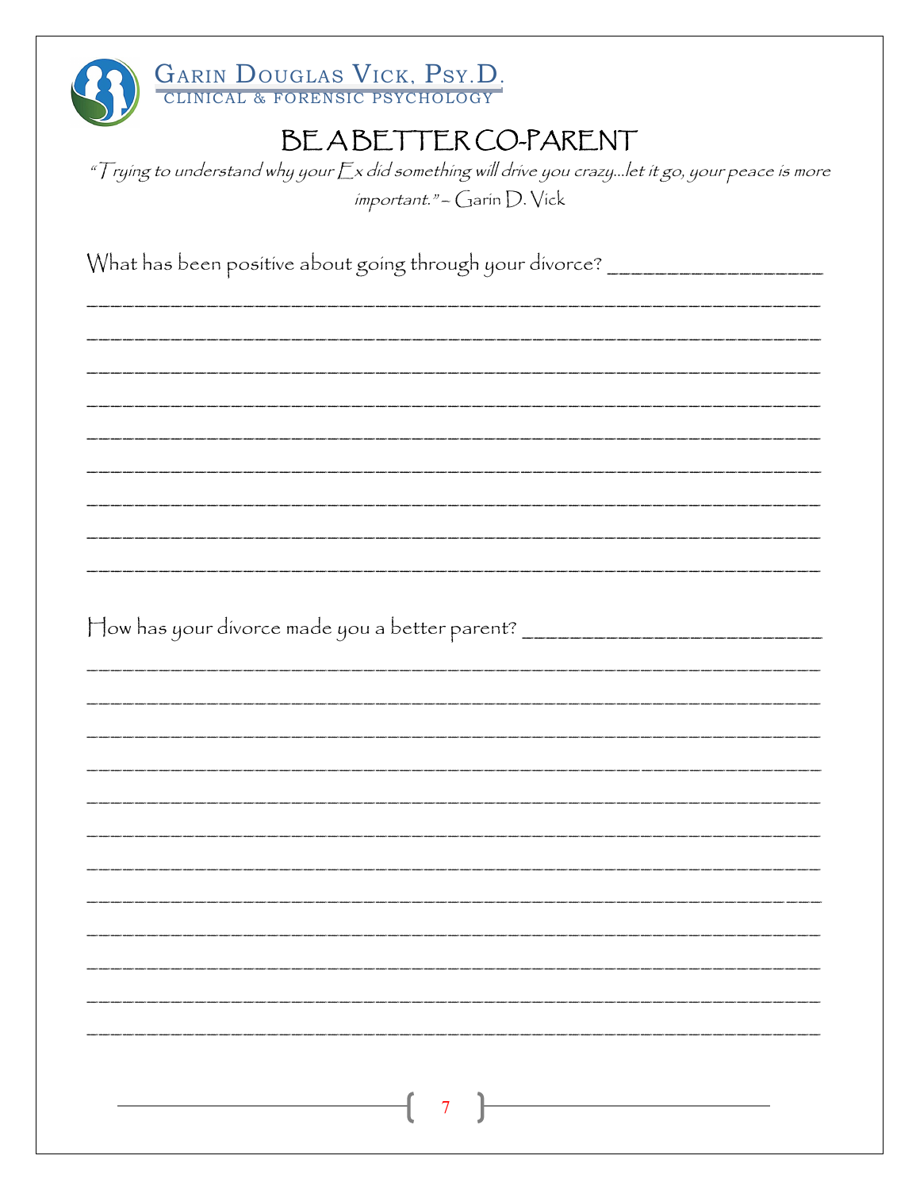# BE A BETTER CO-PARENT

*"Trying to understand why your Ex did something will drive you crazy…let it go, your peace is more important." – Garin D. Vick*

What has been positive about going through your divorce? ____________________

_________________________________________________________________________

_________________________________________________________________________

_________________________________________________________________________

_________________________________________________________________________

_________________________________________________________________________

_________________________________________________________________________

_________________________________________________________________________

_________________________________________________________________________

_________________________________________________________________________

How has your divorce made you a better parent? __________________________

_________________________________________________________________________

_________________________________________________________________________

_________________________________________________________________________

_________________________________________________________________________

_________________________________________________________________________

_________________________________________________________________________

_________________________________________________________________________

_________________________________________________________________________

_________________________________________________________________________

_________________________________________________________________________

_________________________________________________________________________

_________________________________________________________________________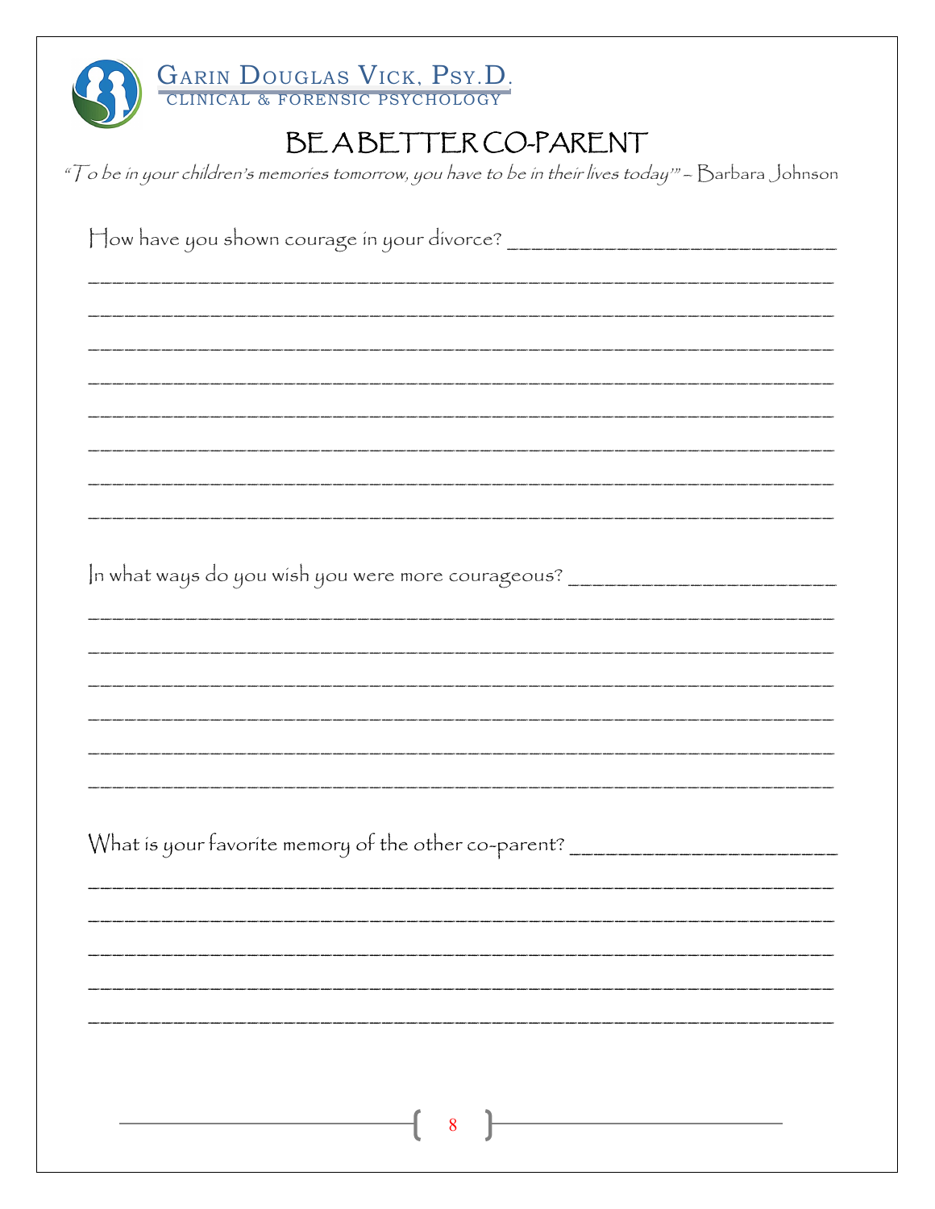# BE A BETTER CO-PARENT

*"To be in your children's memories tomorrow, you have to be in their lives today'" – Barbara Johnson*

How have you shown courage in your divorce? ____________________________

_____________________________________________________________________

_____________________________________________________________________

_____________________________________________________________________

_____________________________________________________________________

_____________________________________________________________________

_____________________________________________________________________

_____________________________________________________________________

_____________________________________________________________________

In what ways do you wish you were more courageous? ____________________

_____________________________________________________________________

_____________________________________________________________________

_____________________________________________________________________

_____________________________________________________________________

_____________________________________________________________________

_____________________________________________________________________

What is your favorite memory of the other co-parent? ____________________

_____________________________________________________________________

_____________________________________________________________________

_____________________________________________________________________

_____________________________________________________________________

_____________________________________________________________________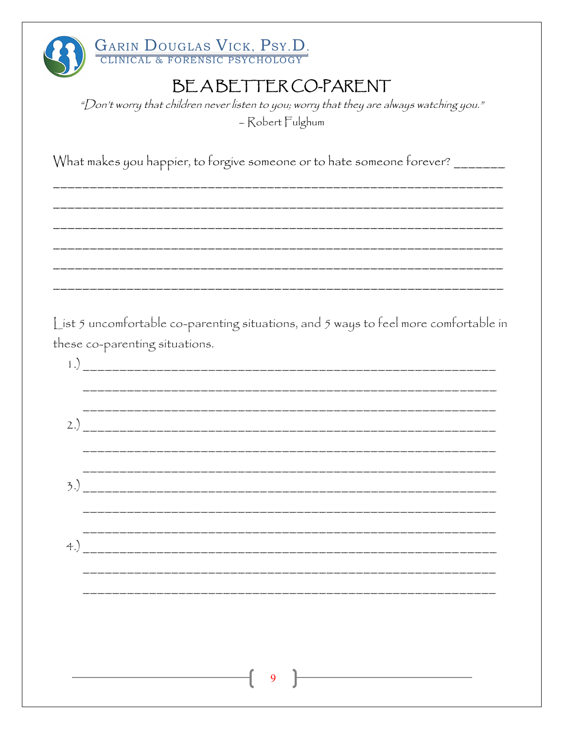# BE A BETTER CO-PARENT

*"Don't worry that children never listen to you; worry that they are always watching you."*
– Robert Fulghum

What makes you happier, to forgive someone or to hate someone forever? _______

_____________________________________________________________________

_____________________________________________________________________

_____________________________________________________________________

_____________________________________________________________________

_____________________________________________________________________

_____________________________________________________________________

List 5 uncomfortable co-parenting situations, and 5 ways to feel more comfortable in these co-parenting situations.

1.) ___________________________________________________________

___________________________________________________________

___________________________________________________________

2.) ___________________________________________________________

___________________________________________________________

___________________________________________________________

3.) ___________________________________________________________

___________________________________________________________

___________________________________________________________

4.) ___________________________________________________________

___________________________________________________________

___________________________________________________________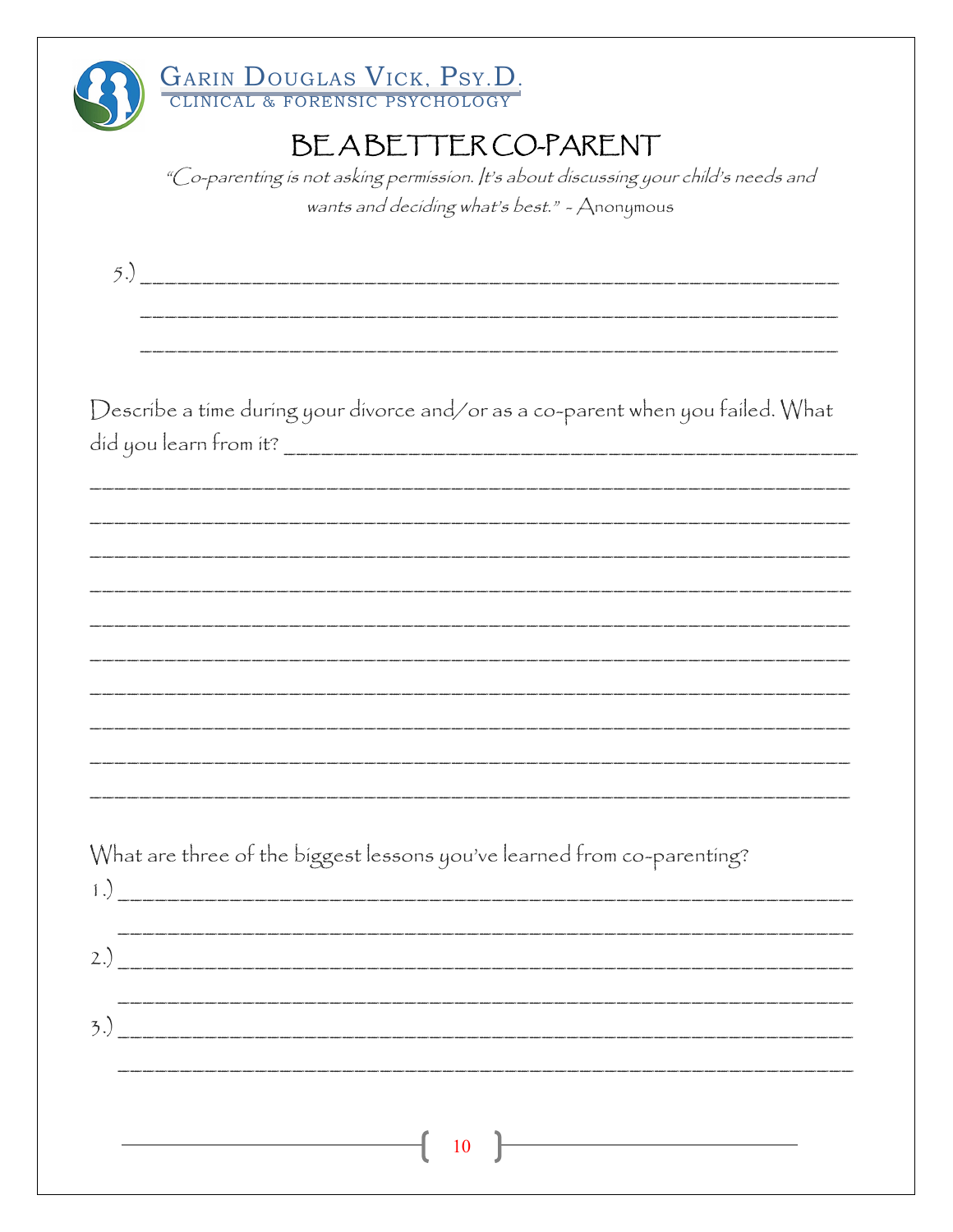# BE A BETTER CO-PARENT

*"Co-parenting is not asking permission. It's about discussing your child's needs and wants and deciding what's best." - Anonymous*

5.) \_\_\_\_\_\_\_\_\_\_\_\_\_\_\_\_\_\_\_\_\_\_\_\_\_\_\_\_\_\_\_\_\_\_\_\_\_\_\_\_\_\_\_\_\_\_\_\_\_\_\_\_\_\_\_\_\_\_

\_\_\_\_\_\_\_\_\_\_\_\_\_\_\_\_\_\_\_\_\_\_\_\_\_\_\_\_\_\_\_\_\_\_\_\_\_\_\_\_\_\_\_\_\_\_\_\_\_\_\_\_\_\_\_\_\_\_

\_\_\_\_\_\_\_\_\_\_\_\_\_\_\_\_\_\_\_\_\_\_\_\_\_\_\_\_\_\_\_\_\_\_\_\_\_\_\_\_\_\_\_\_\_\_\_\_\_\_\_\_\_\_\_\_\_\_

Describe a time during your divorce and/or as a co-parent when you failed. What did you learn from it? \_\_\_\_\_\_\_\_\_\_\_\_\_\_\_\_\_\_\_\_\_\_\_\_\_\_\_\_\_\_\_\_\_\_\_\_\_\_\_\_\_\_\_\_\_\_

\_\_\_\_\_\_\_\_\_\_\_\_\_\_\_\_\_\_\_\_\_\_\_\_\_\_\_\_\_\_\_\_\_\_\_\_\_\_\_\_\_\_\_\_\_\_\_\_\_\_\_\_\_\_\_\_\_\_\_\_

\_\_\_\_\_\_\_\_\_\_\_\_\_\_\_\_\_\_\_\_\_\_\_\_\_\_\_\_\_\_\_\_\_\_\_\_\_\_\_\_\_\_\_\_\_\_\_\_\_\_\_\_\_\_\_\_\_\_\_\_

\_\_\_\_\_\_\_\_\_\_\_\_\_\_\_\_\_\_\_\_\_\_\_\_\_\_\_\_\_\_\_\_\_\_\_\_\_\_\_\_\_\_\_\_\_\_\_\_\_\_\_\_\_\_\_\_\_\_\_\_

\_\_\_\_\_\_\_\_\_\_\_\_\_\_\_\_\_\_\_\_\_\_\_\_\_\_\_\_\_\_\_\_\_\_\_\_\_\_\_\_\_\_\_\_\_\_\_\_\_\_\_\_\_\_\_\_\_\_\_\_

\_\_\_\_\_\_\_\_\_\_\_\_\_\_\_\_\_\_\_\_\_\_\_\_\_\_\_\_\_\_\_\_\_\_\_\_\_\_\_\_\_\_\_\_\_\_\_\_\_\_\_\_\_\_\_\_\_\_\_\_

\_\_\_\_\_\_\_\_\_\_\_\_\_\_\_\_\_\_\_\_\_\_\_\_\_\_\_\_\_\_\_\_\_\_\_\_\_\_\_\_\_\_\_\_\_\_\_\_\_\_\_\_\_\_\_\_\_\_\_\_

\_\_\_\_\_\_\_\_\_\_\_\_\_\_\_\_\_\_\_\_\_\_\_\_\_\_\_\_\_\_\_\_\_\_\_\_\_\_\_\_\_\_\_\_\_\_\_\_\_\_\_\_\_\_\_\_\_\_\_\_

\_\_\_\_\_\_\_\_\_\_\_\_\_\_\_\_\_\_\_\_\_\_\_\_\_\_\_\_\_\_\_\_\_\_\_\_\_\_\_\_\_\_\_\_\_\_\_\_\_\_\_\_\_\_\_\_\_\_\_\_

\_\_\_\_\_\_\_\_\_\_\_\_\_\_\_\_\_\_\_\_\_\_\_\_\_\_\_\_\_\_\_\_\_\_\_\_\_\_\_\_\_\_\_\_\_\_\_\_\_\_\_\_\_\_\_\_\_\_\_\_

\_\_\_\_\_\_\_\_\_\_\_\_\_\_\_\_\_\_\_\_\_\_\_\_\_\_\_\_\_\_\_\_\_\_\_\_\_\_\_\_\_\_\_\_\_\_\_\_\_\_\_\_\_\_\_\_\_\_\_\_

What are three of the biggest lessons you've learned from co-parenting?

1.) \_\_\_\_\_\_\_\_\_\_\_\_\_\_\_\_\_\_\_\_\_\_\_\_\_\_\_\_\_\_\_\_\_\_\_\_\_\_\_\_\_\_\_\_\_\_\_\_\_\_\_\_\_\_\_\_\_\_

\_\_\_\_\_\_\_\_\_\_\_\_\_\_\_\_\_\_\_\_\_\_\_\_\_\_\_\_\_\_\_\_\_\_\_\_\_\_\_\_\_\_\_\_\_\_\_\_\_\_\_\_\_\_\_\_\_\_

2.) \_\_\_\_\_\_\_\_\_\_\_\_\_\_\_\_\_\_\_\_\_\_\_\_\_\_\_\_\_\_\_\_\_\_\_\_\_\_\_\_\_\_\_\_\_\_\_\_\_\_\_\_\_\_\_\_\_\_

\_\_\_\_\_\_\_\_\_\_\_\_\_\_\_\_\_\_\_\_\_\_\_\_\_\_\_\_\_\_\_\_\_\_\_\_\_\_\_\_\_\_\_\_\_\_\_\_\_\_\_\_\_\_\_\_\_\_

3.) \_\_\_\_\_\_\_\_\_\_\_\_\_\_\_\_\_\_\_\_\_\_\_\_\_\_\_\_\_\_\_\_\_\_\_\_\_\_\_\_\_\_\_\_\_\_\_\_\_\_\_\_\_\_\_\_\_\_

\_\_\_\_\_\_\_\_\_\_\_\_\_\_\_\_\_\_\_\_\_\_\_\_\_\_\_\_\_\_\_\_\_\_\_\_\_\_\_\_\_\_\_\_\_\_\_\_\_\_\_\_\_\_\_\_\_\_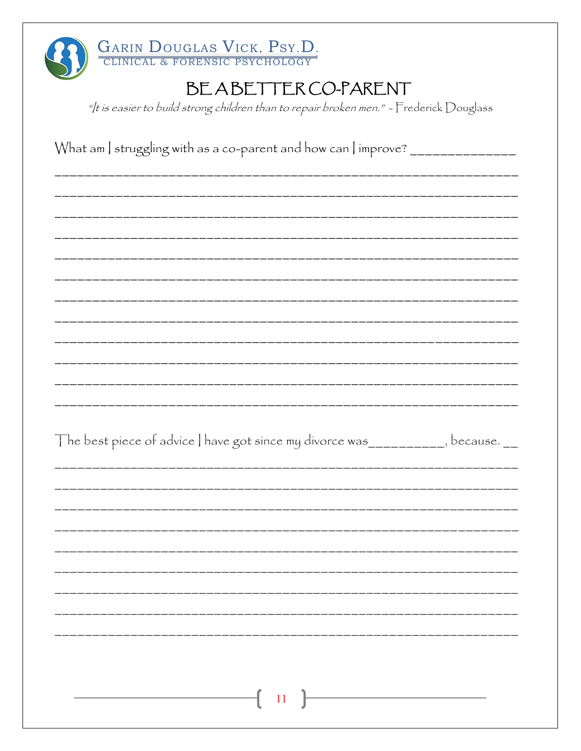GARIN DOUGLAS VICK, PSY.D.
CLINICAL & FORENSIC PSYCHOLOGY

# BE A BETTER CO-PARENT

*"It is easier to build strong children than to repair broken men." - Frederick Douglass*

What am I struggling with as a co-parent and how can I improve? ______________

______________________________________________________________________

______________________________________________________________________

______________________________________________________________________

______________________________________________________________________

______________________________________________________________________

______________________________________________________________________

______________________________________________________________________

______________________________________________________________________

______________________________________________________________________

______________________________________________________________________

______________________________________________________________________

______________________________________________________________________

The best piece of advice I have got since my divorce was__________, because. __

______________________________________________________________________

______________________________________________________________________

______________________________________________________________________

______________________________________________________________________

______________________________________________________________________

______________________________________________________________________

______________________________________________________________________

______________________________________________________________________

______________________________________________________________________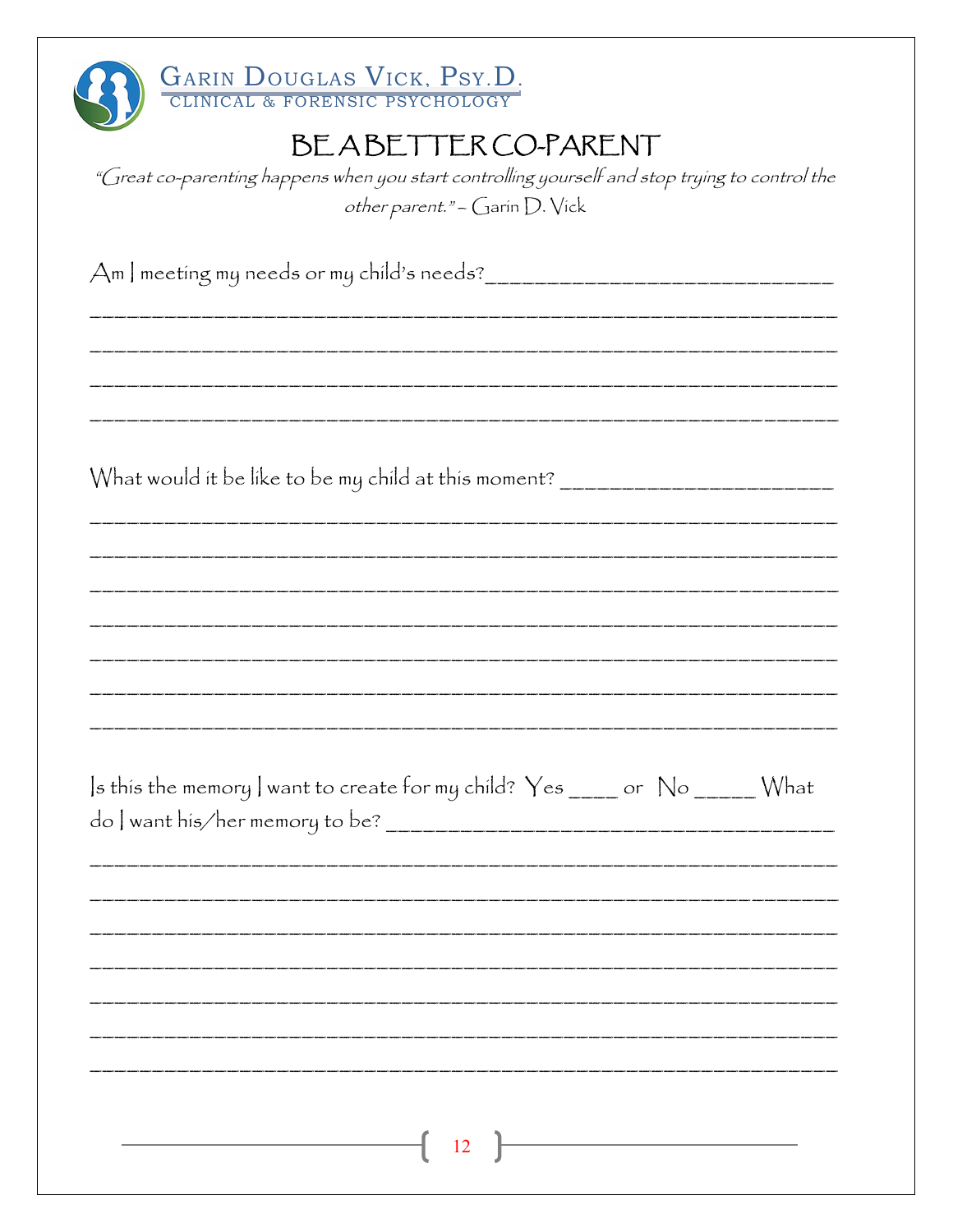# BE A BETTER CO-PARENT

*"Great co-parenting happens when you start controlling yourself and stop trying to control the other parent." – Garin D. Vick*

Am I meeting my needs or my child's needs?______________________________

________________________________________________________________

________________________________________________________________

________________________________________________________________

________________________________________________________________

What would it be like to be my child at this moment? ______________________

________________________________________________________________

________________________________________________________________

________________________________________________________________

________________________________________________________________

________________________________________________________________

________________________________________________________________

________________________________________________________________

Is this the memory I want to create for my child? Yes ____ or No _____ What do I want his/her memory to be? ____________________________________

________________________________________________________________

________________________________________________________________

________________________________________________________________

________________________________________________________________

________________________________________________________________

________________________________________________________________

________________________________________________________________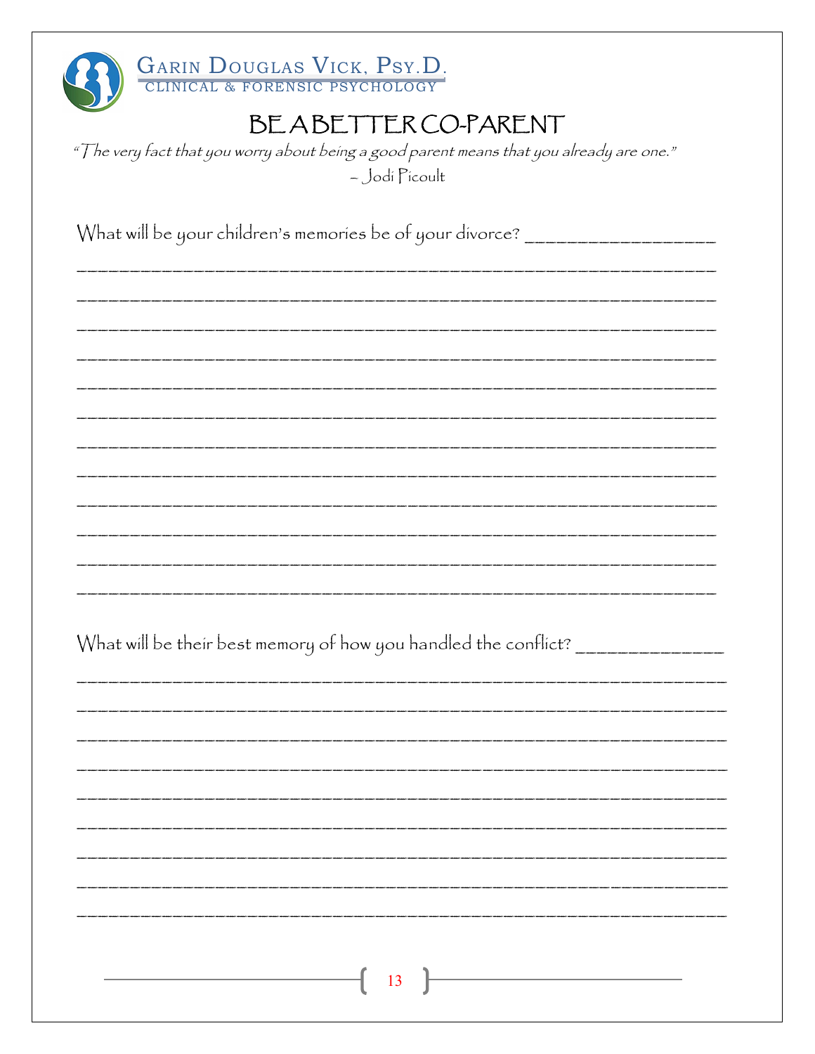# BE A BETTER CO-PARENT

*"The very fact that you worry about being a good parent means that you already are one."*
– Jodi Picoult

What will be your children's memories be of your divorce? ____________________

_____________________________________________________________________

_____________________________________________________________________

_____________________________________________________________________

_____________________________________________________________________

_____________________________________________________________________

_____________________________________________________________________

_____________________________________________________________________

_____________________________________________________________________

_____________________________________________________________________

_____________________________________________________________________

_____________________________________________________________________

_____________________________________________________________________

What will be their best memory of how you handled the conflict? _______________

_____________________________________________________________________

_____________________________________________________________________

_____________________________________________________________________

_____________________________________________________________________

_____________________________________________________________________

_____________________________________________________________________

_____________________________________________________________________

_____________________________________________________________________

_____________________________________________________________________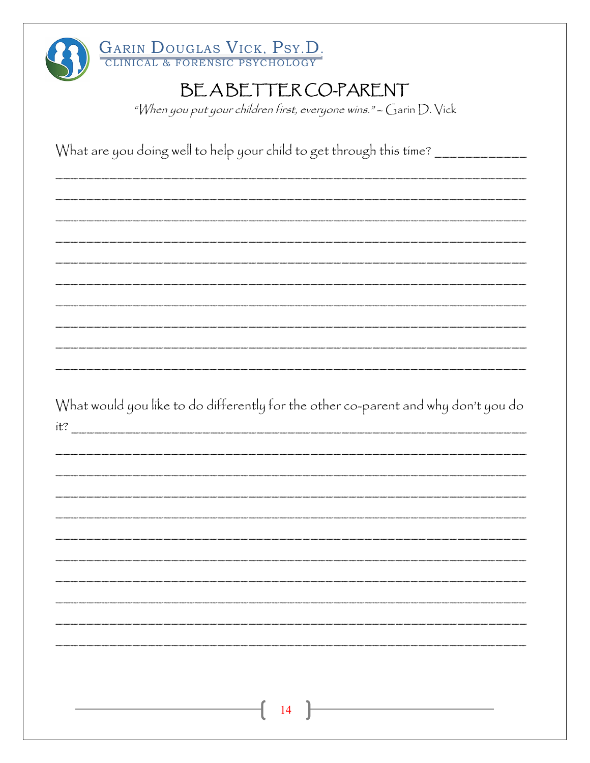# BE A BETTER CO-PARENT

*"When you put your children first, everyone wins." – Garin D. Vick*

What are you doing well to help your child to get through this time? ____________

_______________________________________________________________________

_______________________________________________________________________

_______________________________________________________________________

_______________________________________________________________________

_______________________________________________________________________

_______________________________________________________________________

_______________________________________________________________________

_______________________________________________________________________

_______________________________________________________________________

_______________________________________________________________________

What would you like to do differently for the other co-parent and why don't you do it? ____________________________________________________________________

_______________________________________________________________________

_______________________________________________________________________

_______________________________________________________________________

_______________________________________________________________________

_______________________________________________________________________

_______________________________________________________________________

_______________________________________________________________________

_______________________________________________________________________

_______________________________________________________________________

_______________________________________________________________________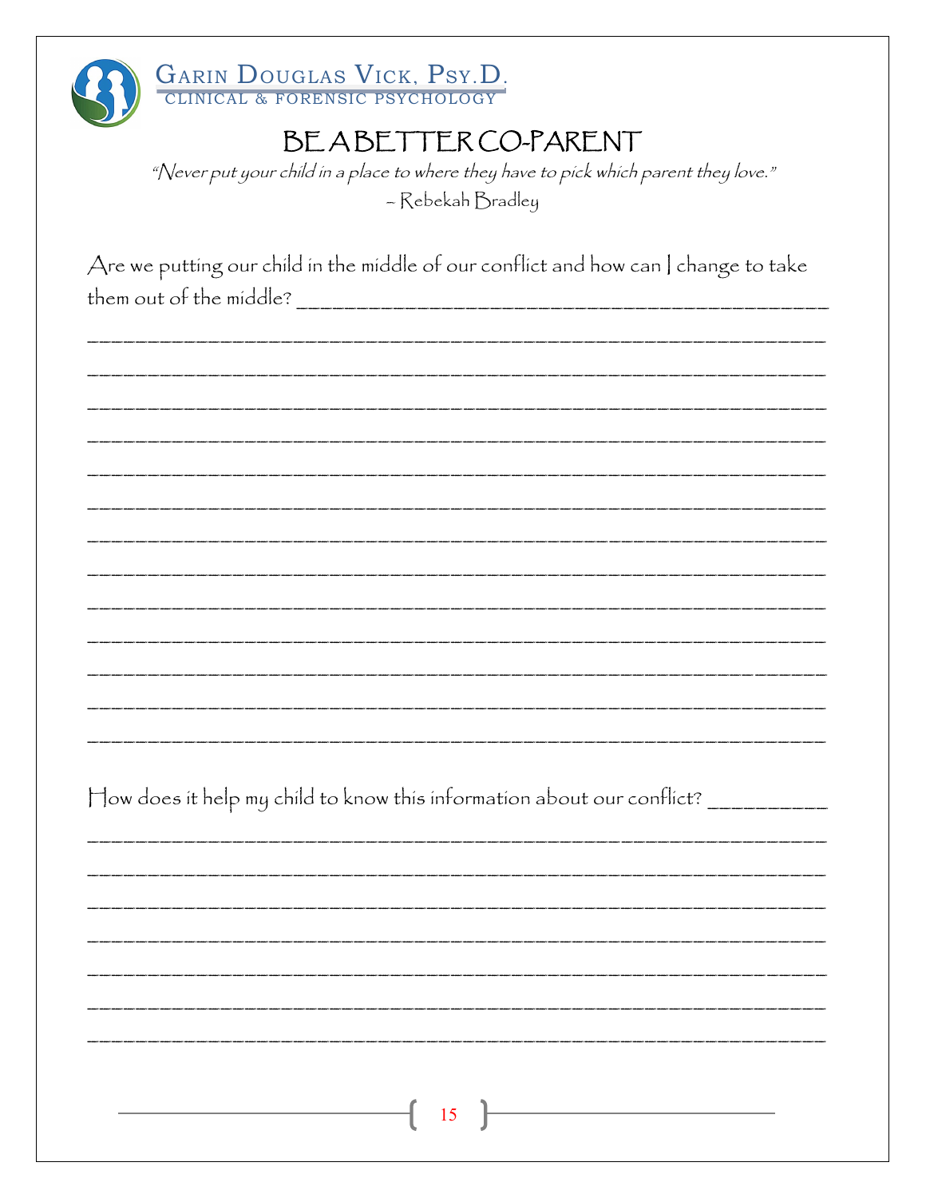# BE A BETTER CO-PARENT

*"Never put your child in a place to where they have to pick which parent they love."*
– Rebekah Bradley

Are we putting our child in the middle of our conflict and how can I change to take them out of the middle? ______________________________________________

_________________________________________________________________

_________________________________________________________________

_________________________________________________________________

_________________________________________________________________

_________________________________________________________________

_________________________________________________________________

_________________________________________________________________

_________________________________________________________________

_________________________________________________________________

_________________________________________________________________

_________________________________________________________________

_________________________________________________________________

_________________________________________________________________

How does it help my child to know this information about our conflict? __________

_________________________________________________________________

_________________________________________________________________

_________________________________________________________________

_________________________________________________________________

_________________________________________________________________

_________________________________________________________________

_________________________________________________________________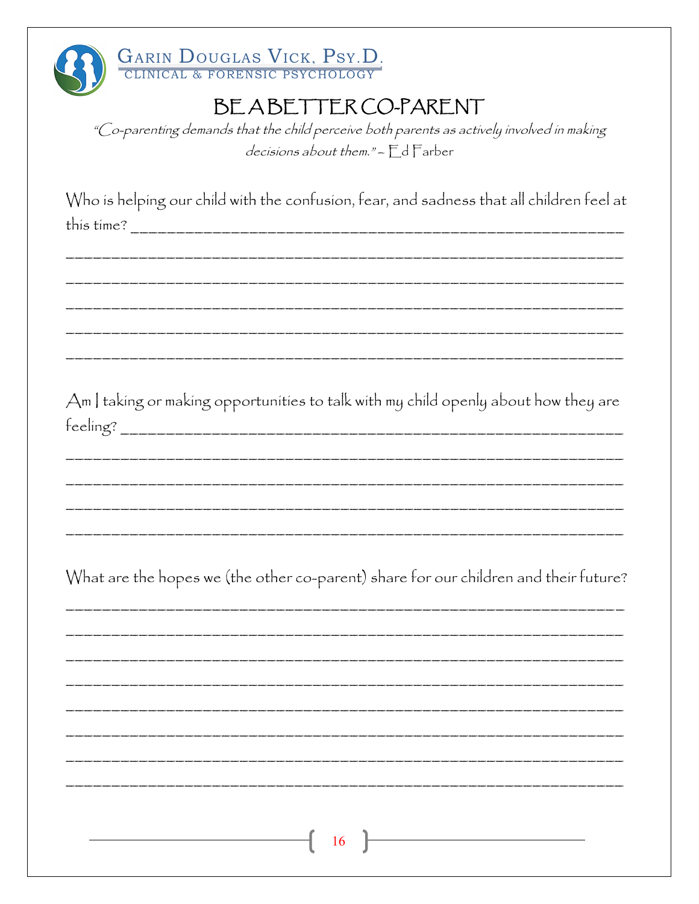# BE A BETTER CO-PARENT

*"Co-parenting demands that the child perceive both parents as actively involved in making decisions about them." – Ed Farber*

Who is helping our child with the confusion, fear, and sadness that all children feel at this time? ___________________________________________________________

___________________________________________________________

___________________________________________________________

___________________________________________________________

___________________________________________________________

___________________________________________________________

Am I taking or making opportunities to talk with my child openly about how they are feeling? ___________________________________________________________

___________________________________________________________

___________________________________________________________

___________________________________________________________

___________________________________________________________

What are the hopes we (the other co-parent) share for our children and their future?

___________________________________________________________

___________________________________________________________

___________________________________________________________

___________________________________________________________

___________________________________________________________

___________________________________________________________

___________________________________________________________

___________________________________________________________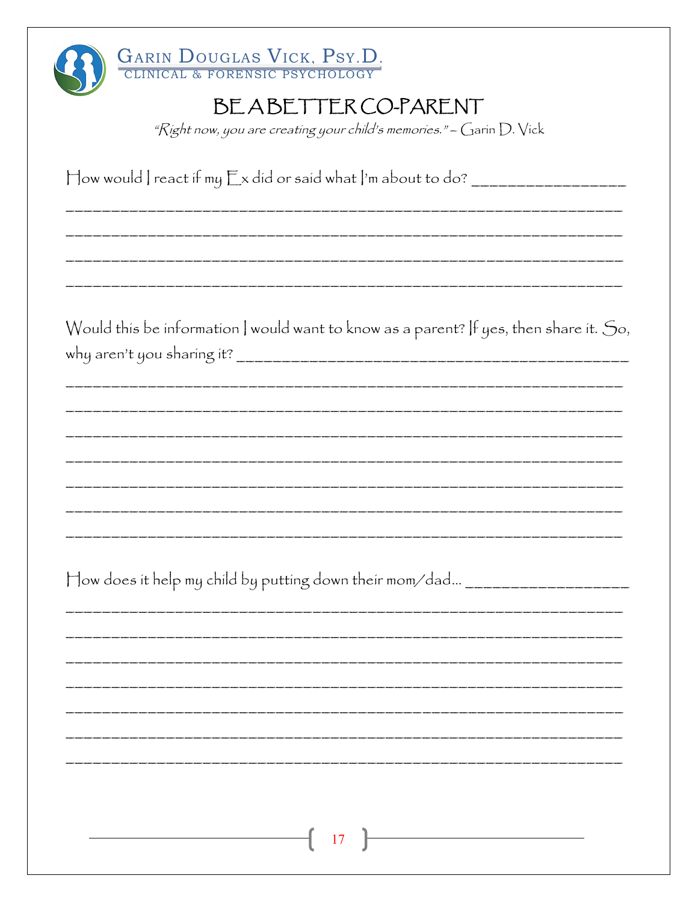# BE A BETTER CO-PARENT

*"Right now, you are creating your child's memories." – Garin D. Vick*

How would I react if my Ex did or said what I'm about to do? _______________

_______________________________________________________________

_______________________________________________________________

_______________________________________________________________

_______________________________________________________________

Would this be information I would want to know as a parent? If yes, then share it. So, why aren't you sharing it? _______________________________________

_______________________________________________________________

_______________________________________________________________

_______________________________________________________________

_______________________________________________________________

_______________________________________________________________

_______________________________________________________________

_______________________________________________________________

How does it help my child by putting down their mom/dad… _______________

_______________________________________________________________

_______________________________________________________________

_______________________________________________________________

_______________________________________________________________

_______________________________________________________________

_______________________________________________________________

_______________________________________________________________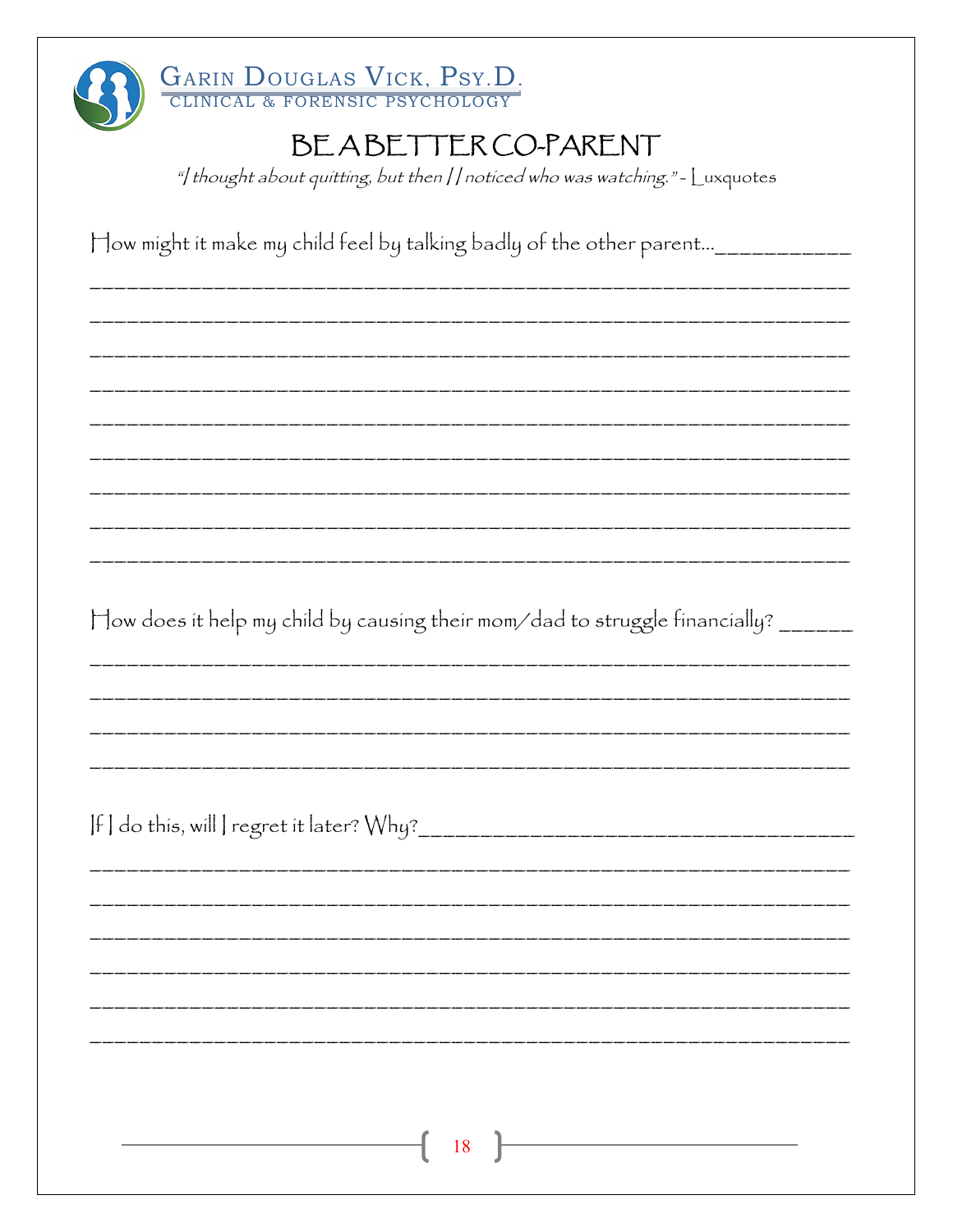# BE A BETTER CO-PARENT

*"I thought about quitting, but then I noticed who was watching." - Luxquotes*

How might it make my child feel by talking badly of the other parent…____________

______________________________________________________________________

______________________________________________________________________

______________________________________________________________________

______________________________________________________________________

______________________________________________________________________

______________________________________________________________________

______________________________________________________________________

______________________________________________________________________

______________________________________________________________________

How does it help my child by causing their mom/dad to struggle financially? ______

______________________________________________________________________

______________________________________________________________________

______________________________________________________________________

______________________________________________________________________

If I do this, will I regret it later? Why?____________________________________

______________________________________________________________________

______________________________________________________________________

______________________________________________________________________

______________________________________________________________________

______________________________________________________________________

______________________________________________________________________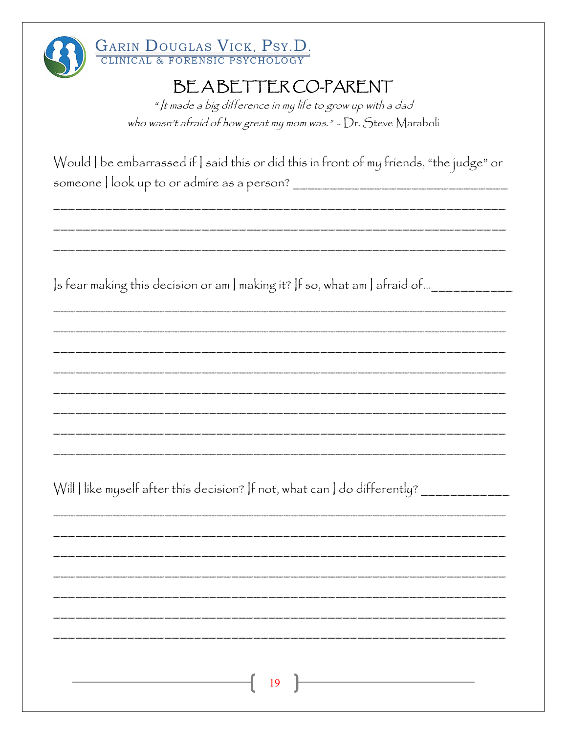# BE A BETTER CO-PARENT

*" It made a big difference in my life to grow up with a dad who wasn't afraid of how great my mom was." - Dr. Steve Maraboli*

Would I be embarrassed if I said this or did this in front of my friends, "the judge" or someone I look up to or admire as a person? ______________________________

_________________________________________________________________

_________________________________________________________________

_________________________________________________________________

Is fear making this decision or am I making it? If so, what am I afraid of…___________

_________________________________________________________________

_________________________________________________________________

_________________________________________________________________

_________________________________________________________________

_________________________________________________________________

_________________________________________________________________

_________________________________________________________________

_________________________________________________________________

Will I like myself after this decision? If not, what can I do differently? ___________

_________________________________________________________________

_________________________________________________________________

_________________________________________________________________

_________________________________________________________________

_________________________________________________________________

_________________________________________________________________

_________________________________________________________________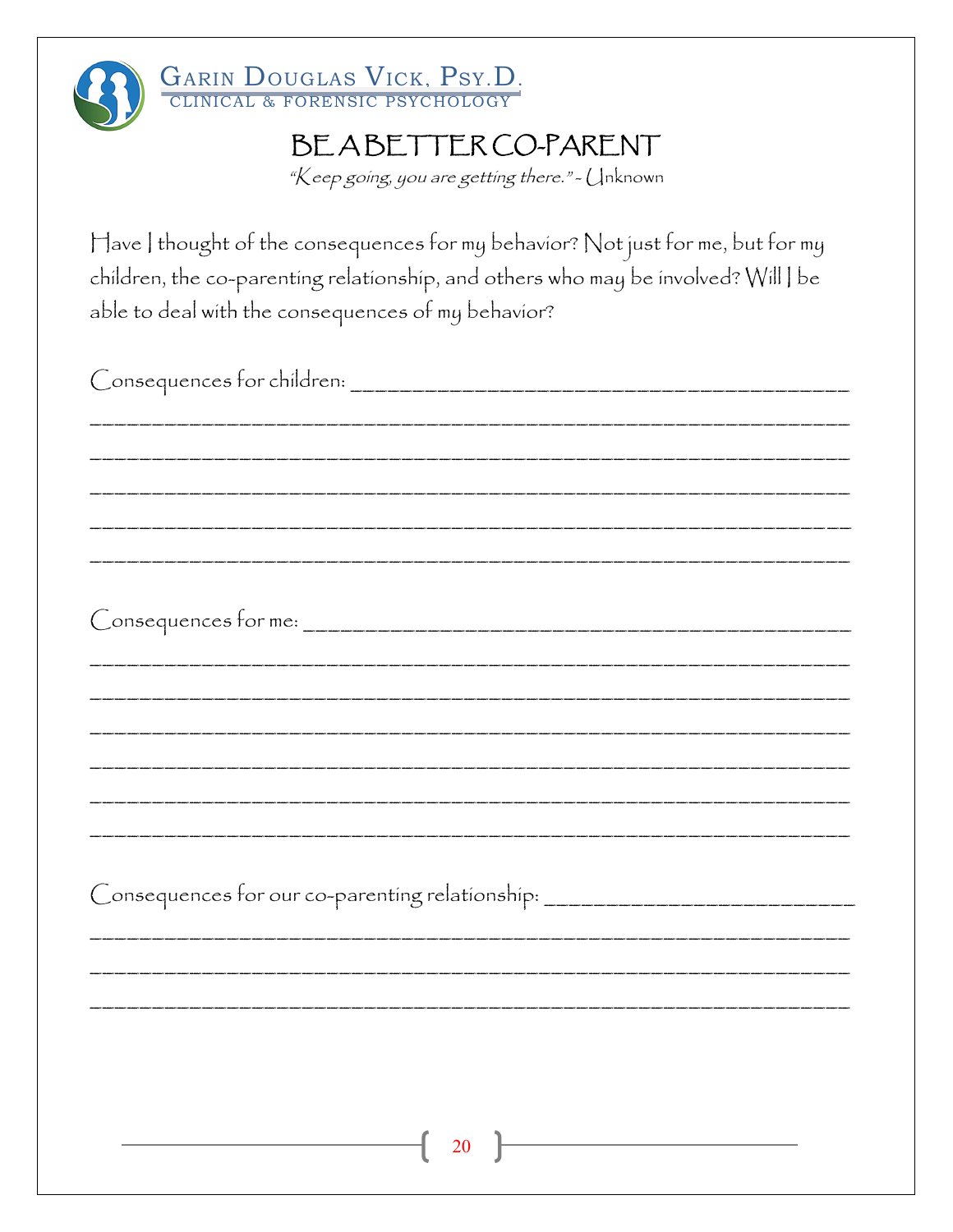# BE A BETTER CO-PARENT

*"Keep going, you are getting there." - Unknown*

Have I thought of the consequences for my behavior? Not just for me, but for my children, the co-parenting relationship, and others who may be involved? Will I be able to deal with the consequences of my behavior?

Consequences for children: ________________________________________________
______________________________________________________________________
______________________________________________________________________
______________________________________________________________________
______________________________________________________________________
______________________________________________________________________

Consequences for me: ____________________________________________________
______________________________________________________________________
______________________________________________________________________
______________________________________________________________________
______________________________________________________________________
______________________________________________________________________
______________________________________________________________________

Consequences for our co-parenting relationship: _____________________________
______________________________________________________________________
______________________________________________________________________
______________________________________________________________________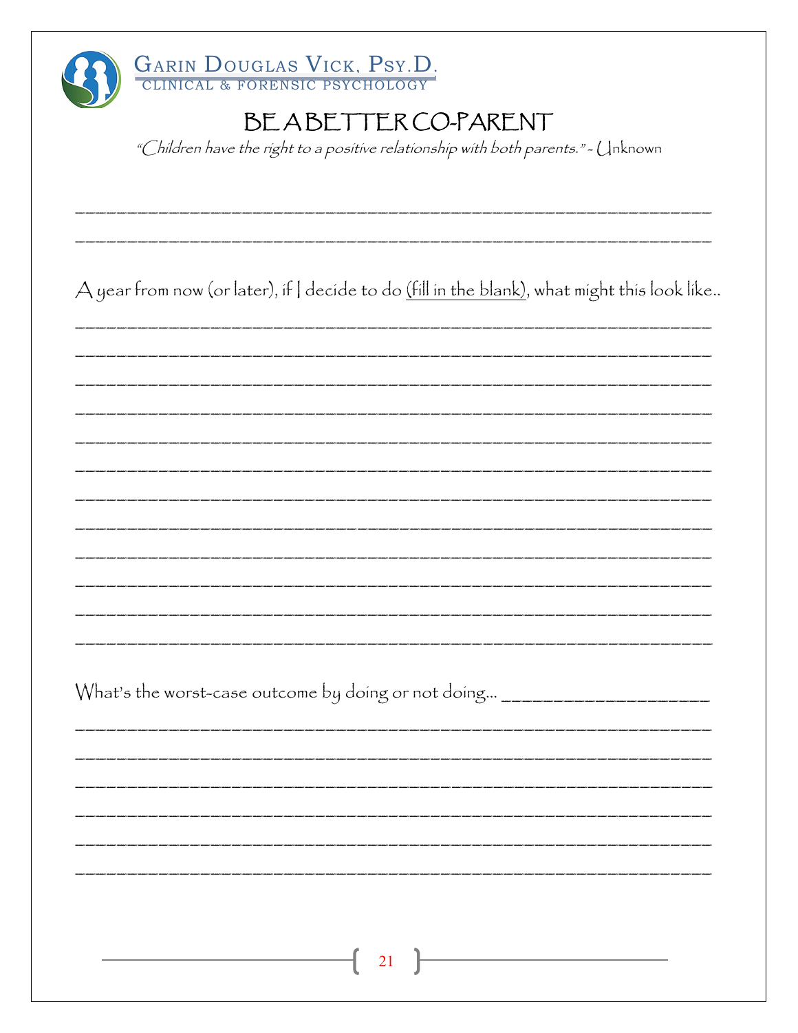# BE A BETTER CO-PARENT

*"Children have the right to a positive relationship with both parents." - Unknown*

\_\_\_\_\_\_\_\_\_\_\_\_\_\_\_\_\_\_\_\_\_\_\_\_\_\_\_\_\_\_\_\_\_\_\_\_\_\_\_\_\_\_\_\_\_\_\_\_\_\_\_\_\_\_\_\_\_\_\_\_\_\_\_\_

\_\_\_\_\_\_\_\_\_\_\_\_\_\_\_\_\_\_\_\_\_\_\_\_\_\_\_\_\_\_\_\_\_\_\_\_\_\_\_\_\_\_\_\_\_\_\_\_\_\_\_\_\_\_\_\_\_\_\_\_\_\_\_\_

A year from now (or later), if I decide to do <u>(fill in the blank)</u>, what might this look like..

\_\_\_\_\_\_\_\_\_\_\_\_\_\_\_\_\_\_\_\_\_\_\_\_\_\_\_\_\_\_\_\_\_\_\_\_\_\_\_\_\_\_\_\_\_\_\_\_\_\_\_\_\_\_\_\_\_\_\_\_\_\_\_\_

\_\_\_\_\_\_\_\_\_\_\_\_\_\_\_\_\_\_\_\_\_\_\_\_\_\_\_\_\_\_\_\_\_\_\_\_\_\_\_\_\_\_\_\_\_\_\_\_\_\_\_\_\_\_\_\_\_\_\_\_\_\_\_\_

\_\_\_\_\_\_\_\_\_\_\_\_\_\_\_\_\_\_\_\_\_\_\_\_\_\_\_\_\_\_\_\_\_\_\_\_\_\_\_\_\_\_\_\_\_\_\_\_\_\_\_\_\_\_\_\_\_\_\_\_\_\_\_\_

\_\_\_\_\_\_\_\_\_\_\_\_\_\_\_\_\_\_\_\_\_\_\_\_\_\_\_\_\_\_\_\_\_\_\_\_\_\_\_\_\_\_\_\_\_\_\_\_\_\_\_\_\_\_\_\_\_\_\_\_\_\_\_\_

\_\_\_\_\_\_\_\_\_\_\_\_\_\_\_\_\_\_\_\_\_\_\_\_\_\_\_\_\_\_\_\_\_\_\_\_\_\_\_\_\_\_\_\_\_\_\_\_\_\_\_\_\_\_\_\_\_\_\_\_\_\_\_\_

\_\_\_\_\_\_\_\_\_\_\_\_\_\_\_\_\_\_\_\_\_\_\_\_\_\_\_\_\_\_\_\_\_\_\_\_\_\_\_\_\_\_\_\_\_\_\_\_\_\_\_\_\_\_\_\_\_\_\_\_\_\_\_\_

\_\_\_\_\_\_\_\_\_\_\_\_\_\_\_\_\_\_\_\_\_\_\_\_\_\_\_\_\_\_\_\_\_\_\_\_\_\_\_\_\_\_\_\_\_\_\_\_\_\_\_\_\_\_\_\_\_\_\_\_\_\_\_\_

\_\_\_\_\_\_\_\_\_\_\_\_\_\_\_\_\_\_\_\_\_\_\_\_\_\_\_\_\_\_\_\_\_\_\_\_\_\_\_\_\_\_\_\_\_\_\_\_\_\_\_\_\_\_\_\_\_\_\_\_\_\_\_\_

\_\_\_\_\_\_\_\_\_\_\_\_\_\_\_\_\_\_\_\_\_\_\_\_\_\_\_\_\_\_\_\_\_\_\_\_\_\_\_\_\_\_\_\_\_\_\_\_\_\_\_\_\_\_\_\_\_\_\_\_\_\_\_\_

\_\_\_\_\_\_\_\_\_\_\_\_\_\_\_\_\_\_\_\_\_\_\_\_\_\_\_\_\_\_\_\_\_\_\_\_\_\_\_\_\_\_\_\_\_\_\_\_\_\_\_\_\_\_\_\_\_\_\_\_\_\_\_\_

\_\_\_\_\_\_\_\_\_\_\_\_\_\_\_\_\_\_\_\_\_\_\_\_\_\_\_\_\_\_\_\_\_\_\_\_\_\_\_\_\_\_\_\_\_\_\_\_\_\_\_\_\_\_\_\_\_\_\_\_\_\_\_\_

\_\_\_\_\_\_\_\_\_\_\_\_\_\_\_\_\_\_\_\_\_\_\_\_\_\_\_\_\_\_\_\_\_\_\_\_\_\_\_\_\_\_\_\_\_\_\_\_\_\_\_\_\_\_\_\_\_\_\_\_\_\_\_\_

What's the worst-case outcome by doing or not doing... \_\_\_\_\_\_\_\_\_\_\_\_\_\_\_\_\_\_\_\_\_\_

\_\_\_\_\_\_\_\_\_\_\_\_\_\_\_\_\_\_\_\_\_\_\_\_\_\_\_\_\_\_\_\_\_\_\_\_\_\_\_\_\_\_\_\_\_\_\_\_\_\_\_\_\_\_\_\_\_\_\_\_\_\_\_\_

\_\_\_\_\_\_\_\_\_\_\_\_\_\_\_\_\_\_\_\_\_\_\_\_\_\_\_\_\_\_\_\_\_\_\_\_\_\_\_\_\_\_\_\_\_\_\_\_\_\_\_\_\_\_\_\_\_\_\_\_\_\_\_\_

\_\_\_\_\_\_\_\_\_\_\_\_\_\_\_\_\_\_\_\_\_\_\_\_\_\_\_\_\_\_\_\_\_\_\_\_\_\_\_\_\_\_\_\_\_\_\_\_\_\_\_\_\_\_\_\_\_\_\_\_\_\_\_\_

\_\_\_\_\_\_\_\_\_\_\_\_\_\_\_\_\_\_\_\_\_\_\_\_\_\_\_\_\_\_\_\_\_\_\_\_\_\_\_\_\_\_\_\_\_\_\_\_\_\_\_\_\_\_\_\_\_\_\_\_\_\_\_\_

\_\_\_\_\_\_\_\_\_\_\_\_\_\_\_\_\_\_\_\_\_\_\_\_\_\_\_\_\_\_\_\_\_\_\_\_\_\_\_\_\_\_\_\_\_\_\_\_\_\_\_\_\_\_\_\_\_\_\_\_\_\_\_\_

\_\_\_\_\_\_\_\_\_\_\_\_\_\_\_\_\_\_\_\_\_\_\_\_\_\_\_\_\_\_\_\_\_\_\_\_\_\_\_\_\_\_\_\_\_\_\_\_\_\_\_\_\_\_\_\_\_\_\_\_\_\_\_\_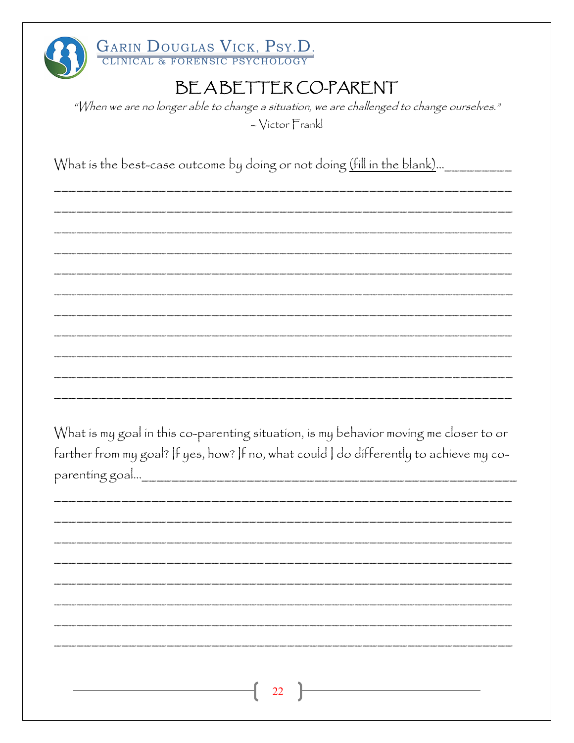# BE A BETTER CO-PARENT

*"When we are no longer able to change a situation, we are challenged to change ourselves."*
*– Victor Frankl*

What is the best-case outcome by doing or not doing <u>(fill in the blank)</u>...__________

________________________________________________________________________

________________________________________________________________________

________________________________________________________________________

________________________________________________________________________

________________________________________________________________________

________________________________________________________________________

________________________________________________________________________

________________________________________________________________________

________________________________________________________________________

________________________________________________________________________

________________________________________________________________________

What is my goal in this co-parenting situation, is my behavior moving me closer to or farther from my goal? If yes, how? If no, what could I do differently to achieve my co-parenting goal...________________________________________________

________________________________________________________________________

________________________________________________________________________

________________________________________________________________________

________________________________________________________________________

________________________________________________________________________

________________________________________________________________________

________________________________________________________________________

________________________________________________________________________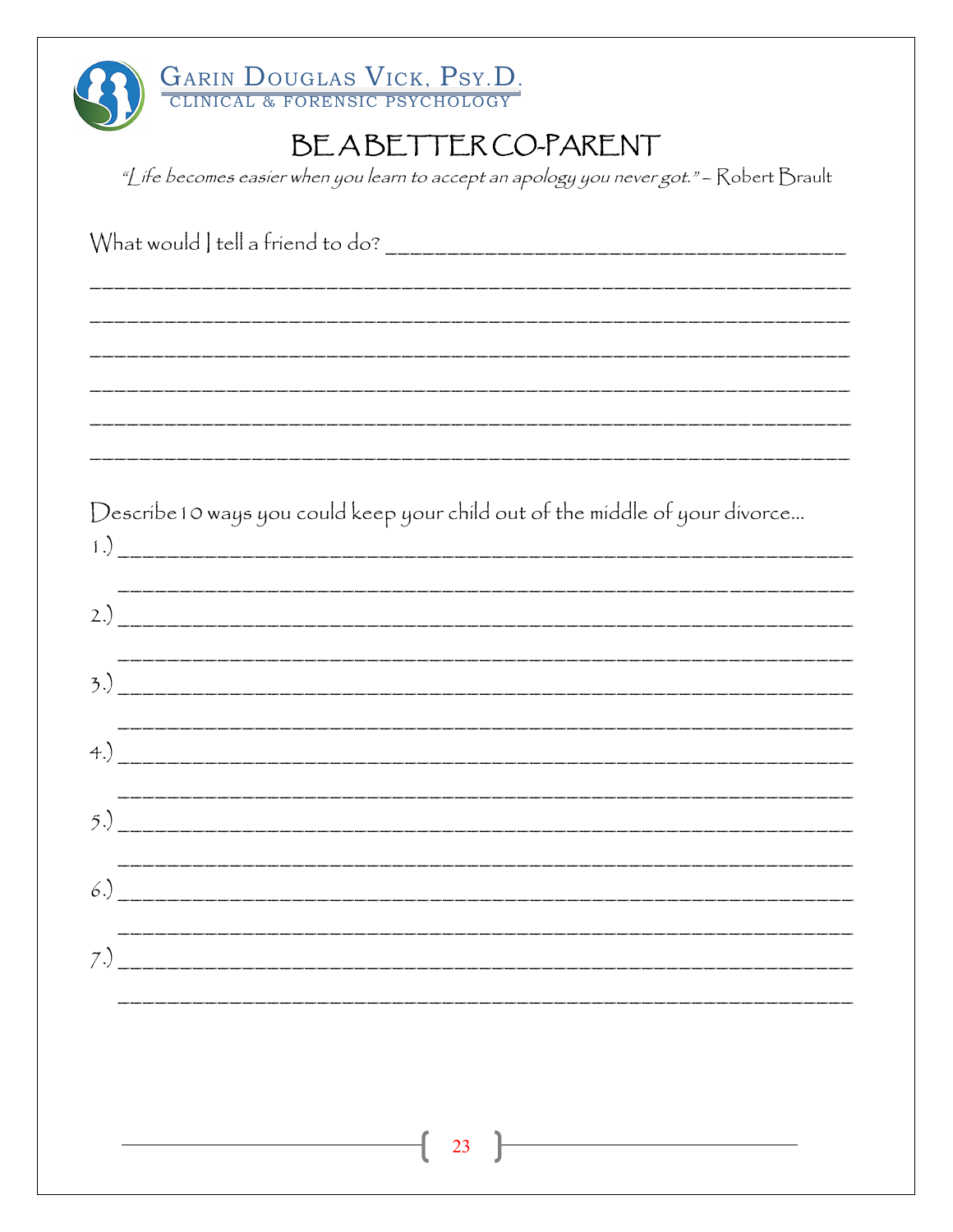# BE A BETTER CO-PARENT

*"Life becomes easier when you learn to accept an apology you never got."* – Robert Brault

What would I tell a friend to do? ______________________________________

_______________________________________________________________

_______________________________________________________________

_______________________________________________________________

_______________________________________________________________

_______________________________________________________________

_______________________________________________________________

Describe 10 ways you could keep your child out of the middle of your divorce...

1.) _____________________________________________________________

_____________________________________________________________

2.) _____________________________________________________________

_____________________________________________________________

3.) _____________________________________________________________

_____________________________________________________________

4.) _____________________________________________________________

_____________________________________________________________

5.) _____________________________________________________________

_____________________________________________________________

6.) _____________________________________________________________

_____________________________________________________________

7.) _____________________________________________________________

_____________________________________________________________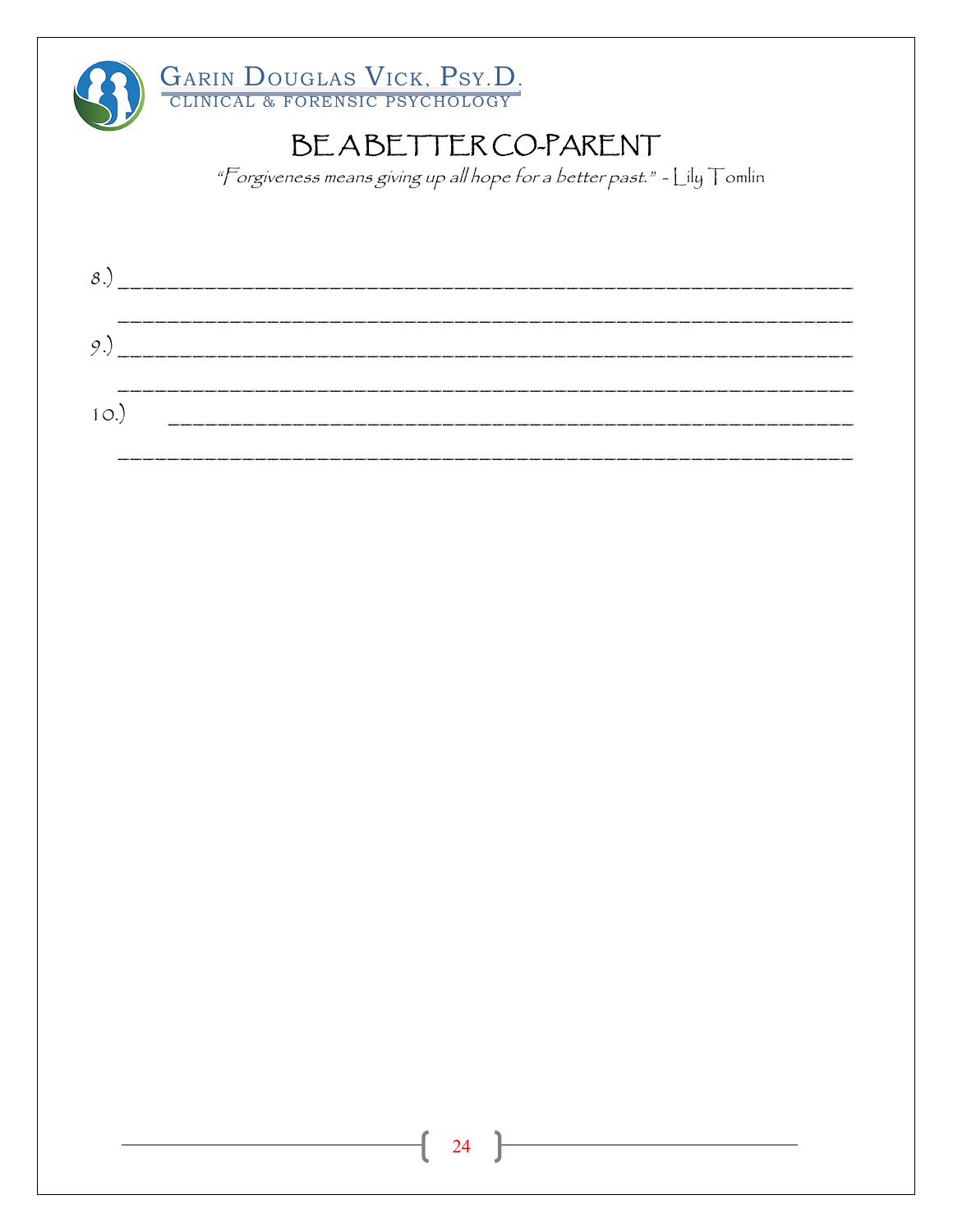# BE A BETTER CO-PARENT

*"Forgiveness means giving up all hope for a better past." - Lily Tomlin*

8.) ___________________________________________________________________

___________________________________________________________________

9.) ___________________________________________________________________

___________________________________________________________________

10.) ___________________________________________________________________

___________________________________________________________________